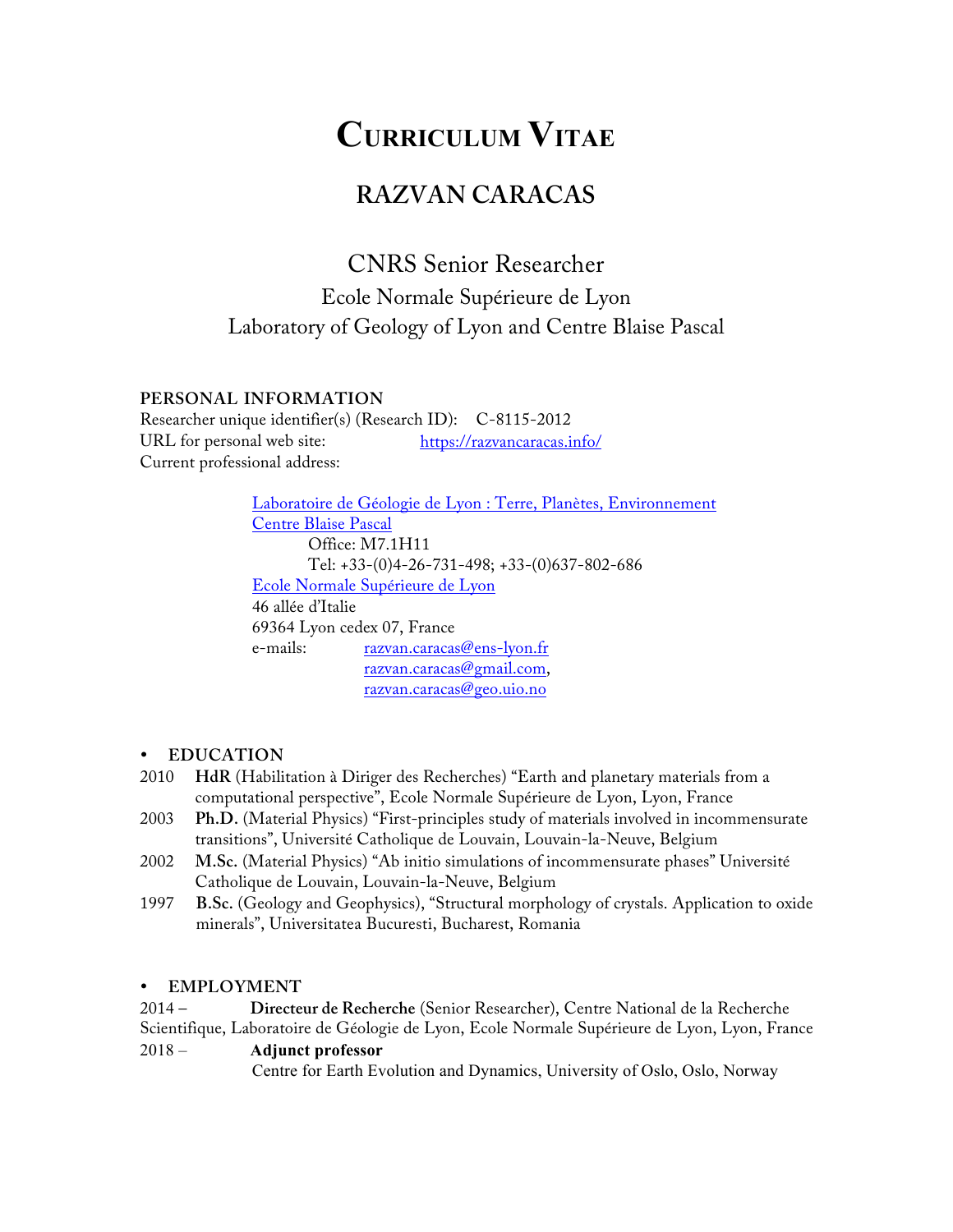# Curriculum Vitae

## RAZVAN CARACAS

CNRS Senior Researcher

Ecole Normale Supérieure de Lyon

Laboratory of Geology of Lyon and Centre Blaise Pascal

### PERSONAL INFORMATION

Researcher unique identifier(s) (Research ID): C-8115-2012

URL for personal web site: https://razvancaracas.info/

Current professional address:

Laboratoire de Géologie de Lyon : Terre, Planètes, Environnement
Centre Blaise Pascal
Office: M7.1H11
Tel: +33-(0)4-26-731-498; +33-(0)637-802-686
Ecole Normale Supérieure de Lyon
46 allée d'Italie
69364 Lyon cedex 07, France
e-mails: razvan.caracas@ens-lyon.fr
razvan.caracas@gmail.com,
razvan.caracas@geo.uio.no

### • EDUCATION

2010 **HdR** (Habilitation à Diriger des Recherches) "Earth and planetary materials from a computational perspective", Ecole Normale Supérieure de Lyon, Lyon, France

2003 **Ph.D.** (Material Physics) "First-principles study of materials involved in incommensurate transitions", Université Catholique de Louvain, Louvain-la-Neuve, Belgium

2002 **M.Sc.** (Material Physics) "Ab initio simulations of incommensurate phases" Université Catholique de Louvain, Louvain-la-Neuve, Belgium

1997 **B.Sc.** (Geology and Geophysics), "Structural morphology of crystals. Application to oxide minerals", Universitatea Bucuresti, Bucharest, Romania

### • EMPLOYMENT

2014 – **Directeur de Recherche** (Senior Researcher), Centre National de la Recherche Scientifique, Laboratoire de Géologie de Lyon, Ecole Normale Supérieure de Lyon, Lyon, France

2018 – **Adjunct professor**
Centre for Earth Evolution and Dynamics, University of Oslo, Oslo, Norway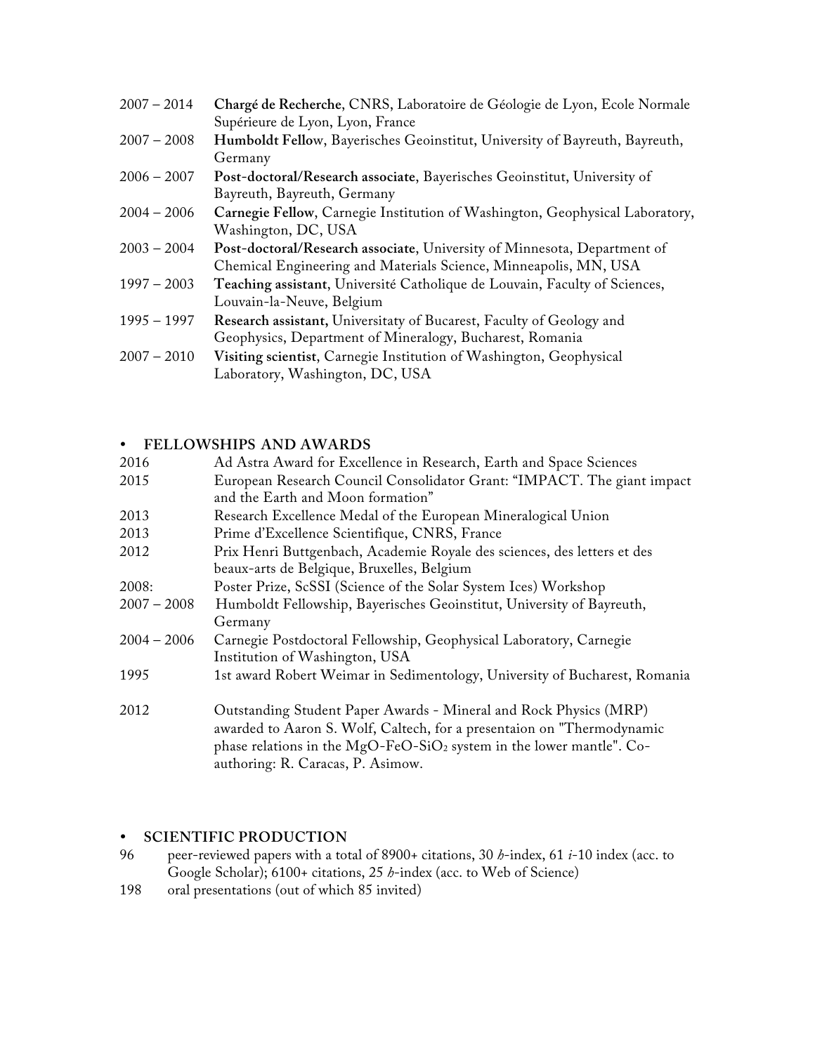2007 – 2014 **Chargé de Recherche**, CNRS, Laboratoire de Géologie de Lyon, Ecole Normale Supérieure de Lyon, Lyon, France

2007 – 2008 **Humboldt Fellow**, Bayerisches Geoinstitut, University of Bayreuth, Bayreuth, Germany

2006 – 2007 **Post-doctoral/Research associate**, Bayerisches Geoinstitut, University of Bayreuth, Bayreuth, Germany

2004 – 2006 **Carnegie Fellow**, Carnegie Institution of Washington, Geophysical Laboratory, Washington, DC, USA

2003 – 2004 **Post-doctoral/Research associate**, University of Minnesota, Department of Chemical Engineering and Materials Science, Minneapolis, MN, USA

1997 – 2003 **Teaching assistant**, Université Catholique de Louvain, Faculty of Sciences, Louvain-la-Neuve, Belgium

1995 – 1997 **Research assistant,** Universitaty of Bucarest, Faculty of Geology and Geophysics, Department of Mineralogy, Bucharest, Romania

2007 – 2010 **Visiting scientist**, Carnegie Institution of Washington, Geophysical Laboratory, Washington, DC, USA

## • FELLOWSHIPS AND AWARDS

2016 Ad Astra Award for Excellence in Research, Earth and Space Sciences

2015 European Research Council Consolidator Grant: "IMPACT. The giant impact and the Earth and Moon formation"

2013 Research Excellence Medal of the European Mineralogical Union

2013 Prime d'Excellence Scientifique, CNRS, France

2012 Prix Henri Buttgenbach, Academie Royale des sciences, des letters et des beaux-arts de Belgique, Bruxelles, Belgium

2008: Poster Prize, ScSSI (Science of the Solar System Ices) Workshop

2007 – 2008 Humboldt Fellowship, Bayerisches Geoinstitut, University of Bayreuth, Germany

2004 – 2006 Carnegie Postdoctoral Fellowship, Geophysical Laboratory, Carnegie Institution of Washington, USA

1995 1st award Robert Weimar in Sedimentology, University of Bucharest, Romania

2012 Outstanding Student Paper Awards - Mineral and Rock Physics (MRP) awarded to Aaron S. Wolf, Caltech, for a presentaion on "Thermodynamic phase relations in the $MgO$-$FeO$-$SiO_2$ system in the lower mantle". Co-authoring: R. Caracas, P. Asimow.

## • SCIENTIFIC PRODUCTION

96 peer-reviewed papers with a total of 8900+ citations, 30 *h*-index, 61 *i*-10 index (acc. to Google Scholar); 6100+ citations, 25 *h*-index (acc. to Web of Science)

198 oral presentations (out of which 85 invited)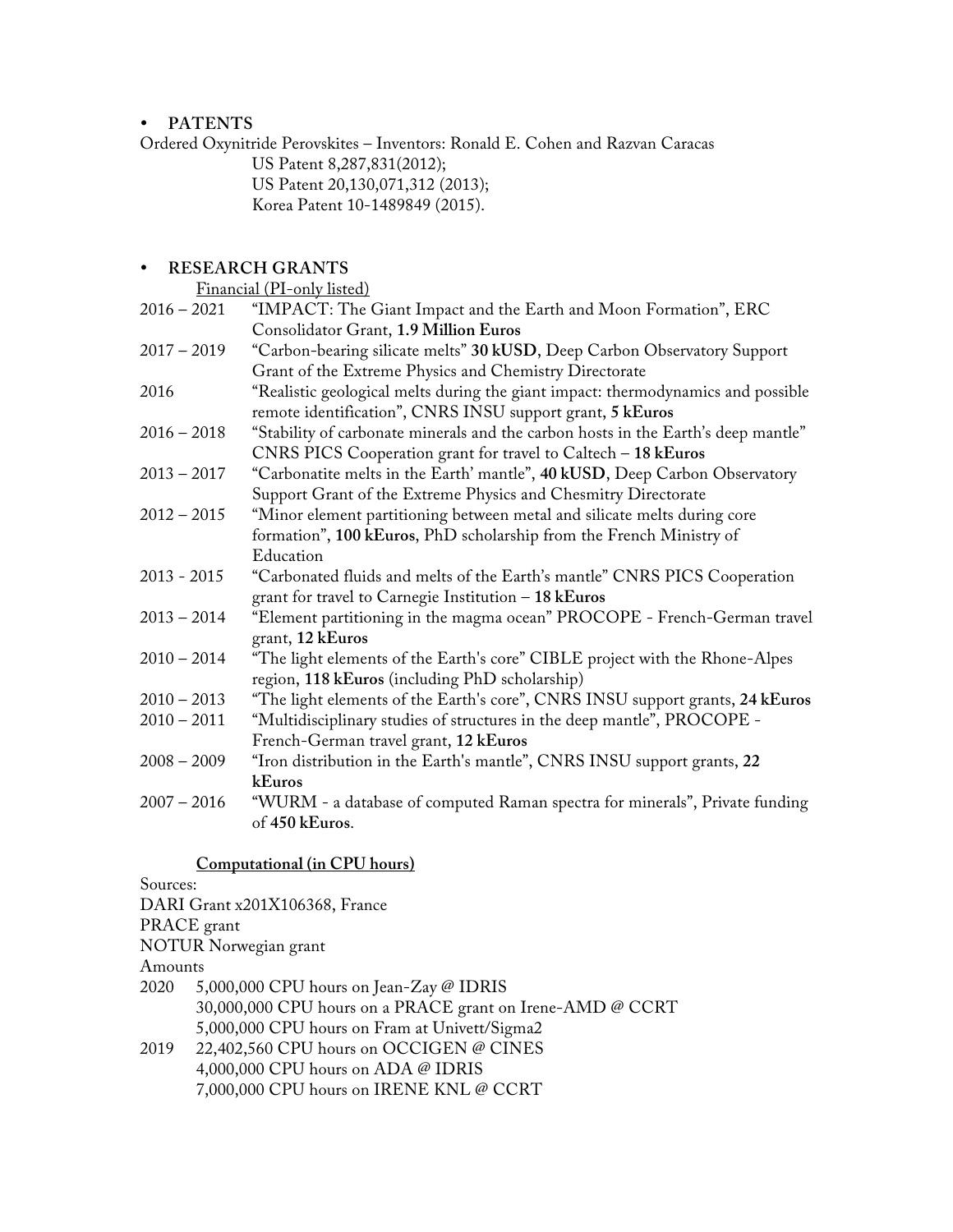- **PATENTS**

Ordered Oxynitride Perovskites – Inventors: Ronald E. Cohen and Razvan Caracas
US Patent 8,287,831(2012);
US Patent 20,130,071,312 (2013);
Korea Patent 10-1489849 (2015).

- **RESEARCH GRANTS**

Financial (PI-only listed)

| | |
|---|---|
| 2016 – 2021 | "IMPACT: The Giant Impact and the Earth and Moon Formation", ERC Consolidator Grant, **1.9 Million Euros** |
| 2017 – 2019 | "Carbon-bearing silicate melts" **30 kUSD**, Deep Carbon Observatory Support Grant of the Extreme Physics and Chemistry Directorate |
| 2016 | "Realistic geological melts during the giant impact: thermodynamics and possible remote identification", CNRS INSU support grant, **5 kEuros** |
| 2016 – 2018 | "Stability of carbonate minerals and the carbon hosts in the Earth's deep mantle" CNRS PICS Cooperation grant for travel to Caltech – **18 kEuros** |
| 2013 – 2017 | "Carbonatite melts in the Earth' mantle", **40 kUSD**, Deep Carbon Observatory Support Grant of the Extreme Physics and Chesmitry Directorate |
| 2012 – 2015 | "Minor element partitioning between metal and silicate melts during core formation", **100 kEuros**, PhD scholarship from the French Ministry of Education |
| 2013 - 2015 | "Carbonated fluids and melts of the Earth's mantle" CNRS PICS Cooperation grant for travel to Carnegie Institution – **18 kEuros** |
| 2013 – 2014 | "Element partitioning in the magma ocean" PROCOPE - French-German travel grant, **12 kEuros** |
| 2010 – 2014 | "The light elements of the Earth's core" CIBLE project with the Rhone-Alpes region, **118 kEuros** (including PhD scholarship) |
| 2010 – 2013 | "The light elements of the Earth's core", CNRS INSU support grants, **24 kEuros** |
| 2010 – 2011 | "Multidisciplinary studies of structures in the deep mantle", PROCOPE - French-German travel grant, **12 kEuros** |
| 2008 – 2009 | "Iron distribution in the Earth's mantle", CNRS INSU support grants, **22 kEuros** |
| 2007 – 2016 | "WURM - a database of computed Raman spectra for minerals", Private funding of **450 kEuros**. |

**Computational (in CPU hours)**

Sources:
DARI Grant x201X106368, France
PRACE grant
NOTUR Norwegian grant
Amounts

| | |
|---|---|
| 2020 | 5,000,000 CPU hours on Jean-Zay @ IDRIS |
| | 30,000,000 CPU hours on a PRACE grant on Irene-AMD @ CCRT |
| | 5,000,000 CPU hours on Fram at Univett/Sigma2 |
| 2019 | 22,402,560 CPU hours on OCCIGEN @ CINES |
| | 4,000,000 CPU hours on ADA @ IDRIS |
| | 7,000,000 CPU hours on IRENE KNL @ CCRT |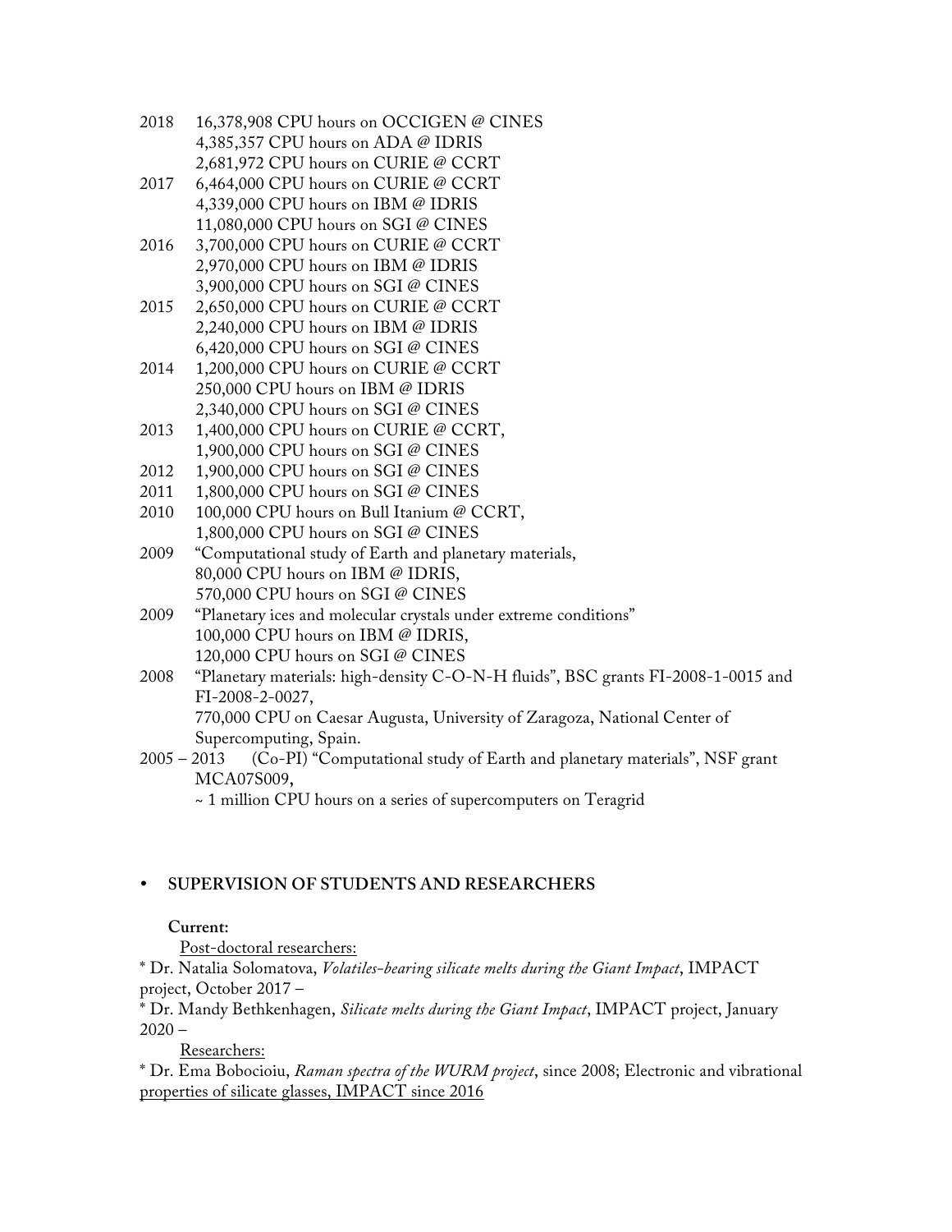2018 16,378,908 CPU hours on OCCIGEN @ CINES
4,385,357 CPU hours on ADA @ IDRIS
2,681,972 CPU hours on CURIE @ CCRT

2017 6,464,000 CPU hours on CURIE @ CCRT
4,339,000 CPU hours on IBM @ IDRIS
11,080,000 CPU hours on SGI @ CINES

2016 3,700,000 CPU hours on CURIE @ CCRT
2,970,000 CPU hours on IBM @ IDRIS
3,900,000 CPU hours on SGI @ CINES

2015 2,650,000 CPU hours on CURIE @ CCRT
2,240,000 CPU hours on IBM @ IDRIS
6,420,000 CPU hours on SGI @ CINES

2014 1,200,000 CPU hours on CURIE @ CCRT
250,000 CPU hours on IBM @ IDRIS
2,340,000 CPU hours on SGI @ CINES

2013 1,400,000 CPU hours on CURIE @ CCRT,
1,900,000 CPU hours on SGI @ CINES

2012 1,900,000 CPU hours on SGI @ CINES

2011 1,800,000 CPU hours on SGI @ CINES

2010 100,000 CPU hours on Bull Itanium @ CCRT,
1,800,000 CPU hours on SGI @ CINES

2009 "Computational study of Earth and planetary materials,
80,000 CPU hours on IBM @ IDRIS,
570,000 CPU hours on SGI @ CINES

2009 "Planetary ices and molecular crystals under extreme conditions"
100,000 CPU hours on IBM @ IDRIS,
120,000 CPU hours on SGI @ CINES

2008 "Planetary materials: high-density C-O-N-H fluids", BSC grants FI-2008-1-0015 and FI-2008-2-0027,
770,000 CPU on Caesar Augusta, University of Zaragoza, National Center of Supercomputing, Spain.

2005 – 2013 (Co-PI) "Computational study of Earth and planetary materials", NSF grant MCA07S009,
~ 1 million CPU hours on a series of supercomputers on Teragrid

- **SUPERVISION OF STUDENTS AND RESEARCHERS**

**Current:**

Post-doctoral researchers:

* Dr. Natalia Solomatova, *Volatiles-bearing silicate melts during the Giant Impact*, IMPACT project, October 2017 –

* Dr. Mandy Bethkenhagen, *Silicate melts during the Giant Impact*, IMPACT project, January 2020 –

Researchers:

* Dr. Ema Bobocioiu, *Raman spectra of the WURM project*, since 2008; Electronic and vibrational properties of silicate glasses, IMPACT since 2016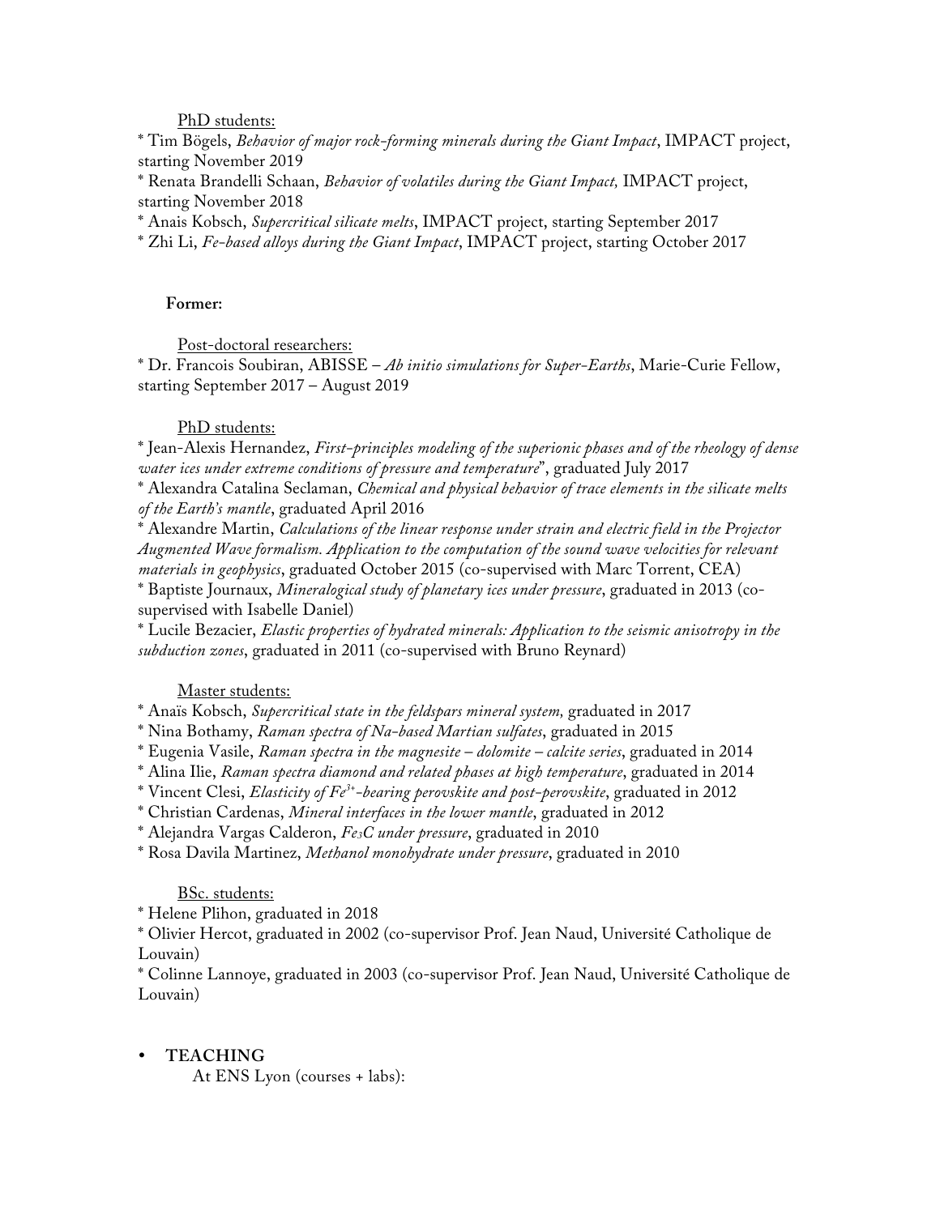PhD students:

* Tim Bögels, *Behavior of major rock-forming minerals during the Giant Impact*, IMPACT project, starting November 2019
* Renata Brandelli Schaan, *Behavior of volatiles during the Giant Impact,* IMPACT project, starting November 2018
* Anais Kobsch, *Supercritical silicate melts*, IMPACT project, starting September 2017
* Zhi Li, *Fe-based alloys during the Giant Impact*, IMPACT project, starting October 2017

**Former:**

Post-doctoral researchers:

* Dr. Francois Soubiran, ABISSE – *Ab initio simulations for Super-Earths*, Marie-Curie Fellow, starting September 2017 – August 2019

PhD students:

* Jean-Alexis Hernandez, *First-principles modeling of the superionic phases and of the rheology of dense water ices under extreme conditions of pressure and temperature*", graduated July 2017
* Alexandra Catalina Seclaman, *Chemical and physical behavior of trace elements in the silicate melts of the Earth's mantle*, graduated April 2016
* Alexandre Martin, *Calculations of the linear response under strain and electric field in the Projector Augmented Wave formalism. Application to the computation of the sound wave velocities for relevant materials in geophysics*, graduated October 2015 (co-supervised with Marc Torrent, CEA)
* Baptiste Journaux, *Mineralogical study of planetary ices under pressure*, graduated in 2013 (co-supervised with Isabelle Daniel)
* Lucile Bezacier, *Elastic properties of hydrated minerals: Application to the seismic anisotropy in the subduction zones*, graduated in 2011 (co-supervised with Bruno Reynard)

Master students:

* Anaïs Kobsch, *Supercritical state in the feldspars mineral system,* graduated in 2017
* Nina Bothamy, *Raman spectra of Na-based Martian sulfates*, graduated in 2015
* Eugenia Vasile, *Raman spectra in the magnesite – dolomite – calcite series*, graduated in 2014
* Alina Ilie, *Raman spectra diamond and related phases at high temperature*, graduated in 2014
* Vincent Clesi, *Elasticity of $Fe^{3+}$-bearing perovskite and post-perovskite*, graduated in 2012
* Christian Cardenas, *Mineral interfaces in the lower mantle*, graduated in 2012
* Alejandra Vargas Calderon, *$Fe_3C$ under pressure*, graduated in 2010
* Rosa Davila Martinez, *Methanol monohydrate under pressure*, graduated in 2010

BSc. students:

* Helene Plihon, graduated in 2018
* Olivier Hercot, graduated in 2002 (co-supervisor Prof. Jean Naud, Université Catholique de Louvain)
* Colinne Lannoye, graduated in 2003 (co-supervisor Prof. Jean Naud, Université Catholique de Louvain)

- **TEACHING**

At ENS Lyon (courses + labs):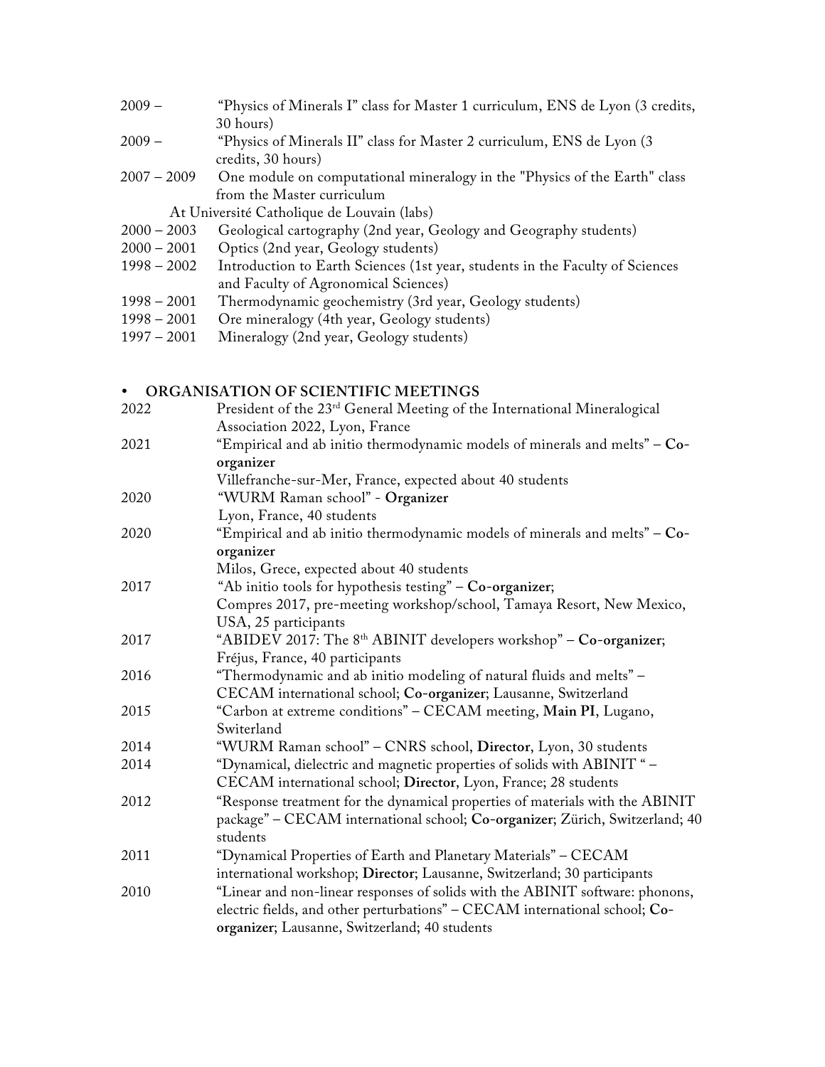2009 – "Physics of Minerals I" class for Master 1 curriculum, ENS de Lyon (3 credits, 30 hours)

2009 – "Physics of Minerals II" class for Master 2 curriculum, ENS de Lyon (3 credits, 30 hours)

2007 – 2009 One module on computational mineralogy in the "Physics of the Earth" class from the Master curriculum

At Université Catholique de Louvain (labs)

2000 – 2003 Geological cartography (2nd year, Geology and Geography students)

2000 – 2001 Optics (2nd year, Geology students)

1998 – 2002 Introduction to Earth Sciences (1st year, students in the Faculty of Sciences and Faculty of Agronomical Sciences)

1998 – 2001 Thermodynamic geochemistry (3rd year, Geology students)

1998 – 2001 Ore mineralogy (4th year, Geology students)

1997 – 2001 Mineralogy (2nd year, Geology students)

- **ORGANISATION OF SCIENTIFIC MEETINGS**

2022 President of the 23rd General Meeting of the International Mineralogical Association 2022, Lyon, France

2021 "Empirical and ab initio thermodynamic models of minerals and melts" – **Co-organizer**
Villefranche-sur-Mer, France, expected about 40 students

2020 "WURM Raman school" - **Organizer**
Lyon, France, 40 students

2020 "Empirical and ab initio thermodynamic models of minerals and melts" – **Co-organizer**
Milos, Grece, expected about 40 students

2017 "Ab initio tools for hypothesis testing" – **Co-organizer**;
Compres 2017, pre-meeting workshop/school, Tamaya Resort, New Mexico, USA, 25 participants

2017 "ABIDEV 2017: The 8th ABINIT developers workshop" – **Co-organizer**;
Fréjus, France, 40 participants

2016 "Thermodynamic and ab initio modeling of natural fluids and melts" – CECAM international school; **Co-organizer**; Lausanne, Switzerland

2015 "Carbon at extreme conditions" – CECAM meeting, **Main PI**, Lugano, Switerland

2014 "WURM Raman school" – CNRS school, **Director**, Lyon, 30 students

2014 "Dynamical, dielectric and magnetic properties of solids with ABINIT " – CECAM international school; **Director**, Lyon, France; 28 students

2012 "Response treatment for the dynamical properties of materials with the ABINIT package" – CECAM international school; **Co-organizer**; Zürich, Switzerland; 40 students

2011 "Dynamical Properties of Earth and Planetary Materials" – CECAM international workshop; **Director**; Lausanne, Switzerland; 30 participants

2010 "Linear and non-linear responses of solids with the ABINIT software: phonons, electric fields, and other perturbations" – CECAM international school; **Co-organizer**; Lausanne, Switzerland; 40 students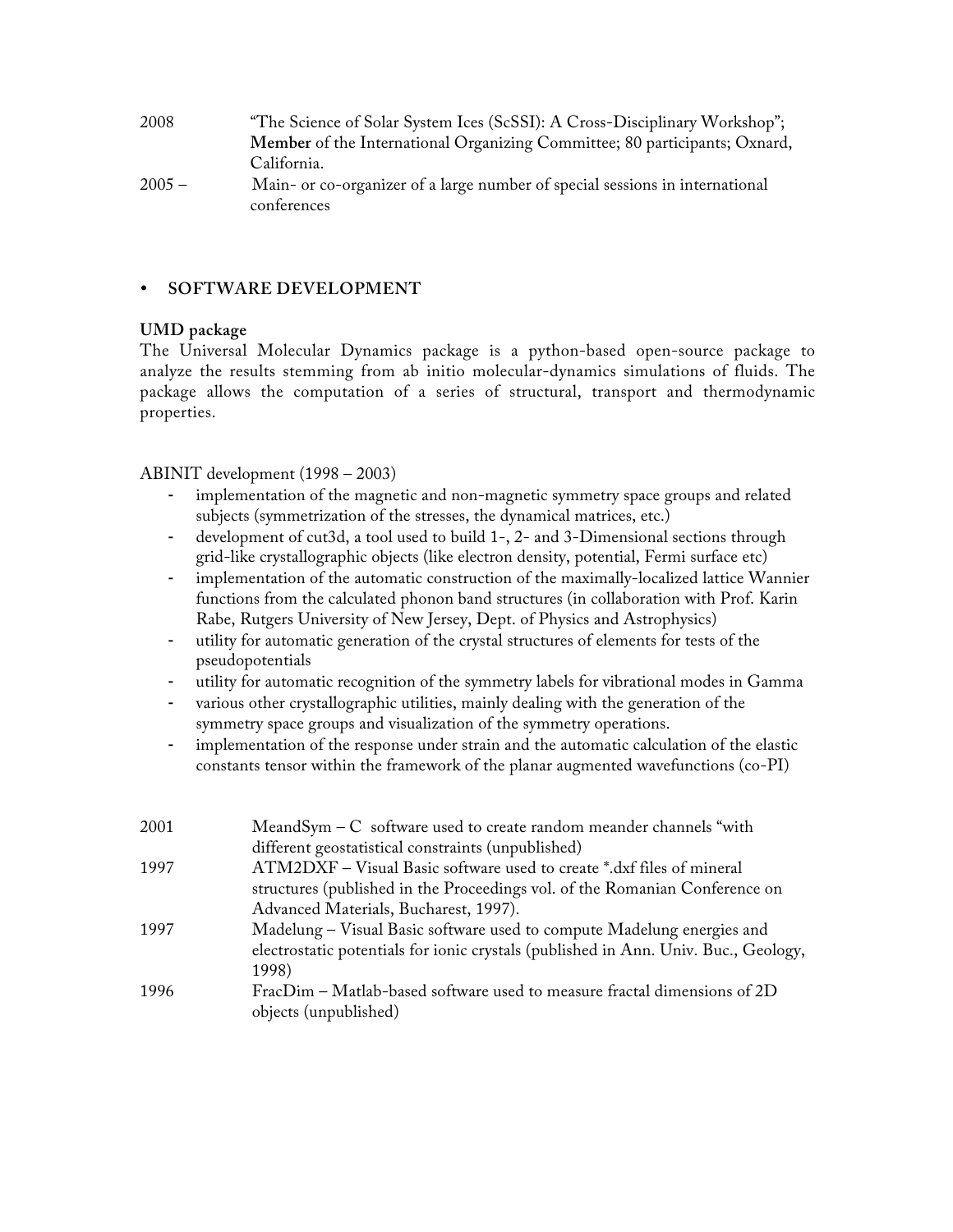| | |
|---|---|
| 2008 | "The Science of Solar System Ices (ScSSI): A Cross-Disciplinary Workshop"; **Member** of the International Organizing Committee; 80 participants; Oxnard, California. |
| 2005 – | Main- or co-organizer of a large number of special sessions in international conferences |

- **SOFTWARE DEVELOPMENT**

**UMD package**
The Universal Molecular Dynamics package is a python-based open-source package to analyze the results stemming from ab initio molecular-dynamics simulations of fluids. The package allows the computation of a series of structural, transport and thermodynamic properties.

ABINIT development (1998 – 2003)

- implementation of the magnetic and non-magnetic symmetry space groups and related subjects (symmetrization of the stresses, the dynamical matrices, etc.)
- development of cut3d, a tool used to build 1-, 2- and 3-Dimensional sections through grid-like crystallographic objects (like electron density, potential, Fermi surface etc)
- implementation of the automatic construction of the maximally-localized lattice Wannier functions from the calculated phonon band structures (in collaboration with Prof. Karin Rabe, Rutgers University of New Jersey, Dept. of Physics and Astrophysics)
- utility for automatic generation of the crystal structures of elements for tests of the pseudopotentials
- utility for automatic recognition of the symmetry labels for vibrational modes in Gamma
- various other crystallographic utilities, mainly dealing with the generation of the symmetry space groups and visualization of the symmetry operations.
- implementation of the response under strain and the automatic calculation of the elastic constants tensor within the framework of the planar augmented wavefunctions (co-PI)

| | |
|---|---|
| 2001 | MeandSym – C software used to create random meander channels "with different geostatistical constraints (unpublished) |
| 1997 | ATM2DXF – Visual Basic software used to create *.dxf files of mineral structures (published in the Proceedings vol. of the Romanian Conference on Advanced Materials, Bucharest, 1997). |
| 1997 | Madelung – Visual Basic software used to compute Madelung energies and electrostatic potentials for ionic crystals (published in Ann. Univ. Buc., Geology, 1998) |
| 1996 | FracDim – Matlab-based software used to measure fractal dimensions of 2D objects (unpublished) |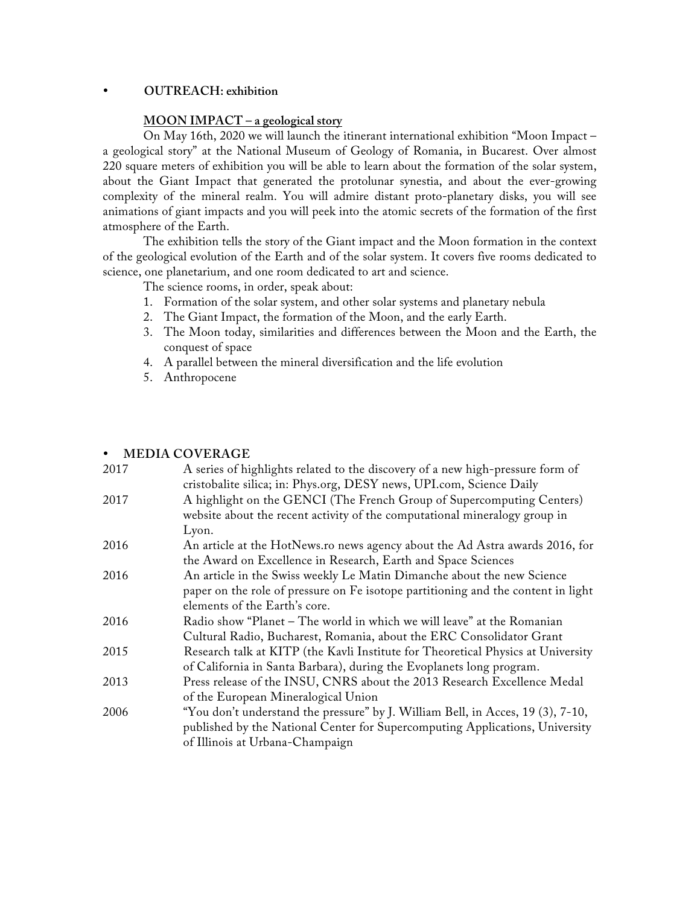- **OUTREACH: exhibition**

**MOON IMPACT – a geological story**

On May 16th, 2020 we will launch the itinerant international exhibition "Moon Impact – a geological story" at the National Museum of Geology of Romania, in Bucarest. Over almost 220 square meters of exhibition you will be able to learn about the formation of the solar system, about the Giant Impact that generated the protolunar synestia, and about the ever-growing complexity of the mineral realm. You will admire distant proto-planetary disks, you will see animations of giant impacts and you will peek into the atomic secrets of the formation of the first atmosphere of the Earth.

The exhibition tells the story of the Giant impact and the Moon formation in the context of the geological evolution of the Earth and of the solar system. It covers five rooms dedicated to science, one planetarium, and one room dedicated to art and science.

The science rooms, in order, speak about:

1. Formation of the solar system, and other solar systems and planetary nebula
2. The Giant Impact, the formation of the Moon, and the early Earth.
3. The Moon today, similarities and differences between the Moon and the Earth, the conquest of space
4. A parallel between the mineral diversification and the life evolution
5. Anthropocene

- **MEDIA COVERAGE**

| | |
|---|---|
| 2017 | A series of highlights related to the discovery of a new high-pressure form of cristobalite silica; in: Phys.org, DESY news, UPI.com, Science Daily |
| 2017 | A highlight on the GENCI (The French Group of Supercomputing Centers) website about the recent activity of the computational mineralogy group in Lyon. |
| 2016 | An article at the HotNews.ro news agency about the Ad Astra awards 2016, for the Award on Excellence in Research, Earth and Space Sciences |
| 2016 | An article in the Swiss weekly Le Matin Dimanche about the new Science paper on the role of pressure on Fe isotope partitioning and the content in light elements of the Earth's core. |
| 2016 | Radio show "Planet – The world in which we will leave" at the Romanian Cultural Radio, Bucharest, Romania, about the ERC Consolidator Grant |
| 2015 | Research talk at KITP (the Kavli Institute for Theoretical Physics at University of California in Santa Barbara), during the Evoplanets long program. |
| 2013 | Press release of the INSU, CNRS about the 2013 Research Excellence Medal of the European Mineralogical Union |
| 2006 | "You don't understand the pressure" by J. William Bell, in Acces, 19 (3), 7-10, published by the National Center for Supercomputing Applications, University of Illinois at Urbana-Champaign |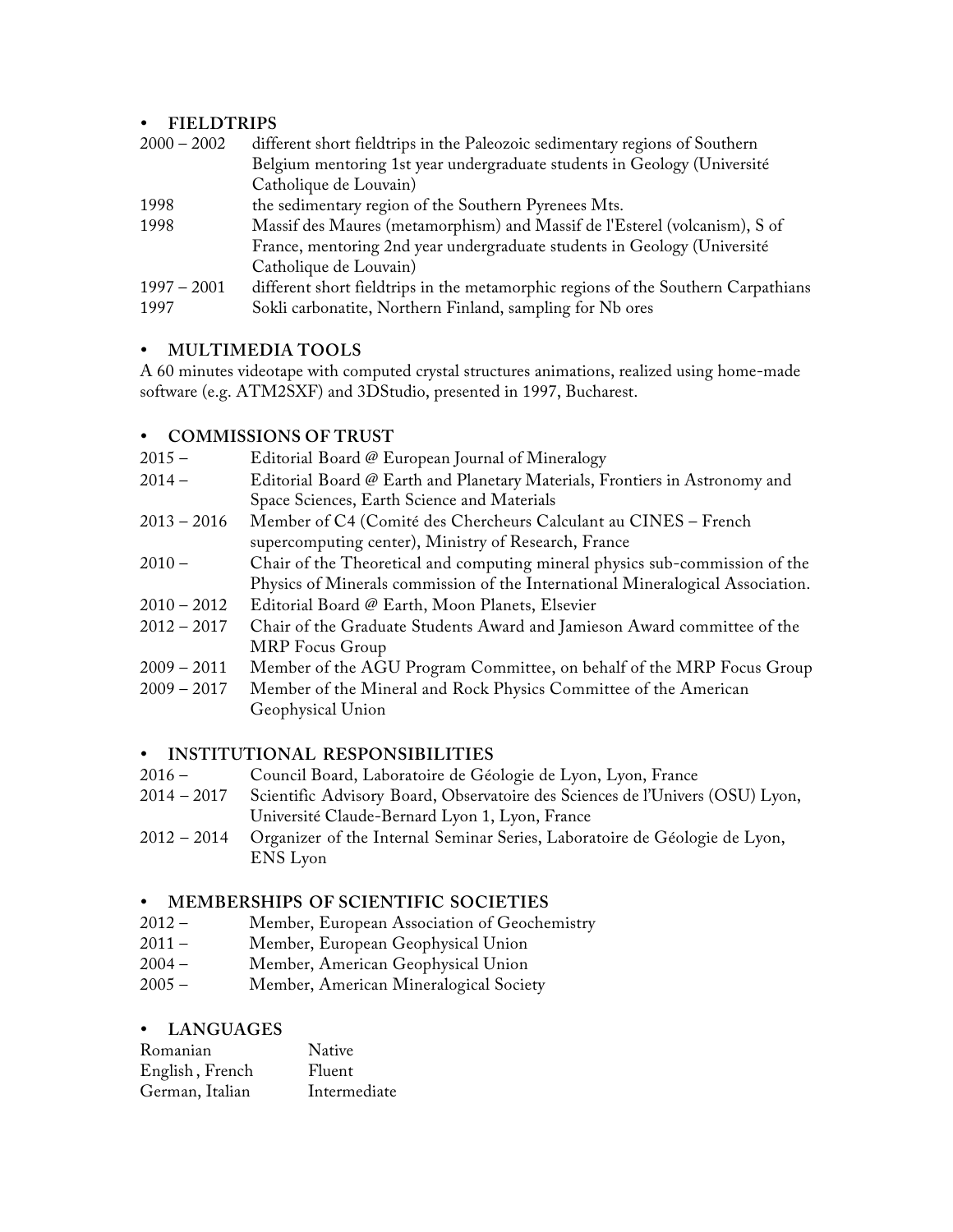- **FIELDTRIPS**

| | |
|---|---|
| 2000 – 2002 | different short fieldtrips in the Paleozoic sedimentary regions of Southern Belgium mentoring 1st year undergraduate students in Geology (Université Catholique de Louvain) |
| 1998 | the sedimentary region of the Southern Pyrenees Mts. |
| 1998 | Massif des Maures (metamorphism) and Massif de l'Esterel (volcanism), S of France, mentoring 2nd year undergraduate students in Geology (Université Catholique de Louvain) |
| 1997 – 2001 | different short fieldtrips in the metamorphic regions of the Southern Carpathians |
| 1997 | Sokli carbonatite, Northern Finland, sampling for Nb ores |

- **MULTIMEDIA TOOLS**

A 60 minutes videotape with computed crystal structures animations, realized using home-made software (e.g. ATM2SXF) and 3DStudio, presented in 1997, Bucharest.

- **COMMISSIONS OF TRUST**

| | |
|---|---|
| 2015 – | Editorial Board @ European Journal of Mineralogy |
| 2014 – | Editorial Board @ Earth and Planetary Materials, Frontiers in Astronomy and Space Sciences, Earth Science and Materials |
| 2013 – 2016 | Member of C4 (Comité des Chercheurs Calculant au CINES – French supercomputing center), Ministry of Research, France |
| 2010 – | Chair of the Theoretical and computing mineral physics sub-commission of the Physics of Minerals commission of the International Mineralogical Association. |
| 2010 – 2012 | Editorial Board @ Earth, Moon Planets, Elsevier |
| 2012 – 2017 | Chair of the Graduate Students Award and Jamieson Award committee of the MRP Focus Group |
| 2009 – 2011 | Member of the AGU Program Committee, on behalf of the MRP Focus Group |
| 2009 – 2017 | Member of the Mineral and Rock Physics Committee of the American Geophysical Union |

- **INSTITUTIONAL RESPONSIBILITIES**

| | |
|---|---|
| 2016 – | Council Board, Laboratoire de Géologie de Lyon, Lyon, France |
| 2014 – 2017 | Scientific Advisory Board, Observatoire des Sciences de l'Univers (OSU) Lyon, Université Claude-Bernard Lyon 1, Lyon, France |
| 2012 – 2014 | Organizer of the Internal Seminar Series, Laboratoire de Géologie de Lyon, ENS Lyon |

- **MEMBERSHIPS OF SCIENTIFIC SOCIETIES**

| | |
|---|---|
| 2012 – | Member, European Association of Geochemistry |
| 2011 – | Member, European Geophysical Union |
| 2004 – | Member, American Geophysical Union |
| 2005 – | Member, American Mineralogical Society |

- **LANGUAGES**

| | |
|---|---|
| Romanian | Native |
| English , French | Fluent |
| German, Italian | Intermediate |